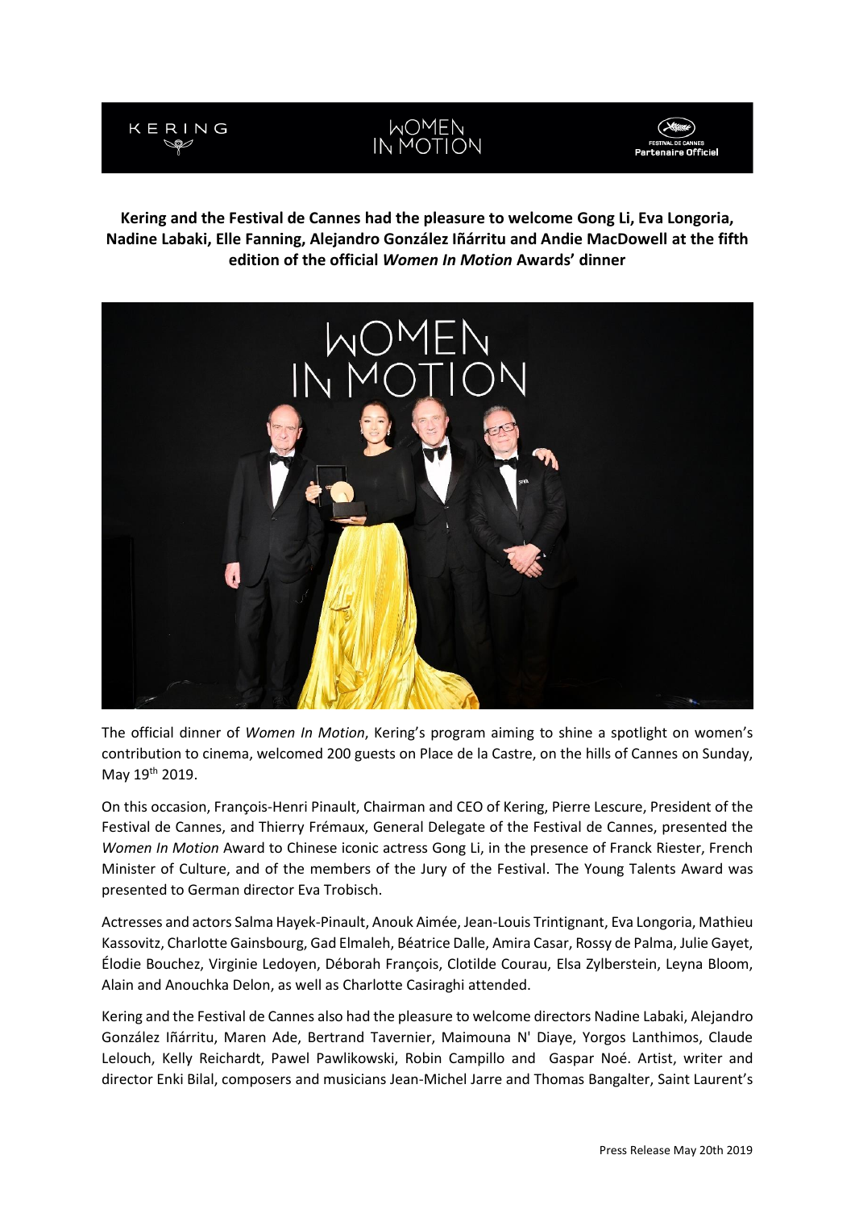**Kering and the Festival de Cannes had the pleasure to welcome Gong Li, Eva Longoria, Nadine Labaki, Elle Fanning, Alejandro González Iñárritu and Andie MacDowell at the fifth edition of the official *Women In Motion* Awards' dinner**

The official dinner of *Women In Motion*, Kering's program aiming to shine a spotlight on women's contribution to cinema, welcomed 200 guests on Place de la Castre, on the hills of Cannes on Sunday, May 19th 2019.

On this occasion, François-Henri Pinault, Chairman and CEO of Kering, Pierre Lescure, President of the Festival de Cannes, and Thierry Frémaux, General Delegate of the Festival de Cannes, presented the *Women In Motion* Award to Chinese iconic actress Gong Li, in the presence of Franck Riester, French Minister of Culture, and of the members of the Jury of the Festival. The Young Talents Award was presented to German director Eva Trobisch.

Actresses and actors Salma Hayek-Pinault, Anouk Aimée, Jean-Louis Trintignant, Eva Longoria, Mathieu Kassovitz, Charlotte Gainsbourg, Gad Elmaleh, Béatrice Dalle, Amira Casar, Rossy de Palma, Julie Gayet, Élodie Bouchez, Virginie Ledoyen, Déborah François, Clotilde Courau, Elsa Zylberstein, Leyna Bloom, Alain and Anouchka Delon, as well as Charlotte Casiraghi attended.

Kering and the Festival de Cannes also had the pleasure to welcome directors Nadine Labaki, Alejandro González Iñárritu, Maren Ade, Bertrand Tavernier, Maimouna N' Diaye, Yorgos Lanthimos, Claude Lelouch, Kelly Reichardt, Pawel Pawlikowski, Robin Campillo and Gaspar Noé. Artist, writer and director Enki Bilal, composers and musicians Jean-Michel Jarre and Thomas Bangalter, Saint Laurent's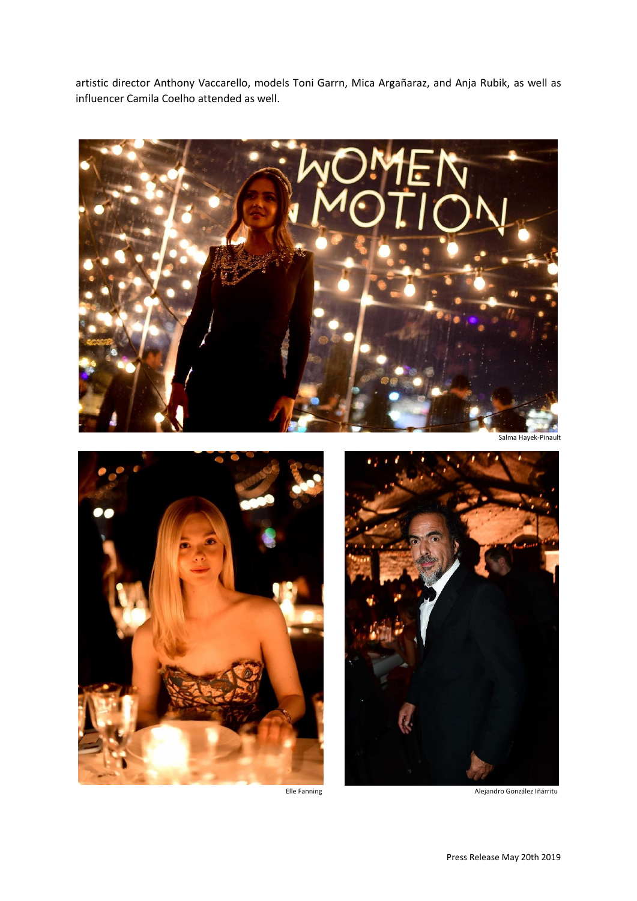artistic director Anthony Vaccarello, models Toni Garrn, Mica Argañaraz, and Anja Rubik, as well as influencer Camila Coelho attended as well.

Salma Hayek-Pinault

Elle Fanning

Alejandro González Iñárritu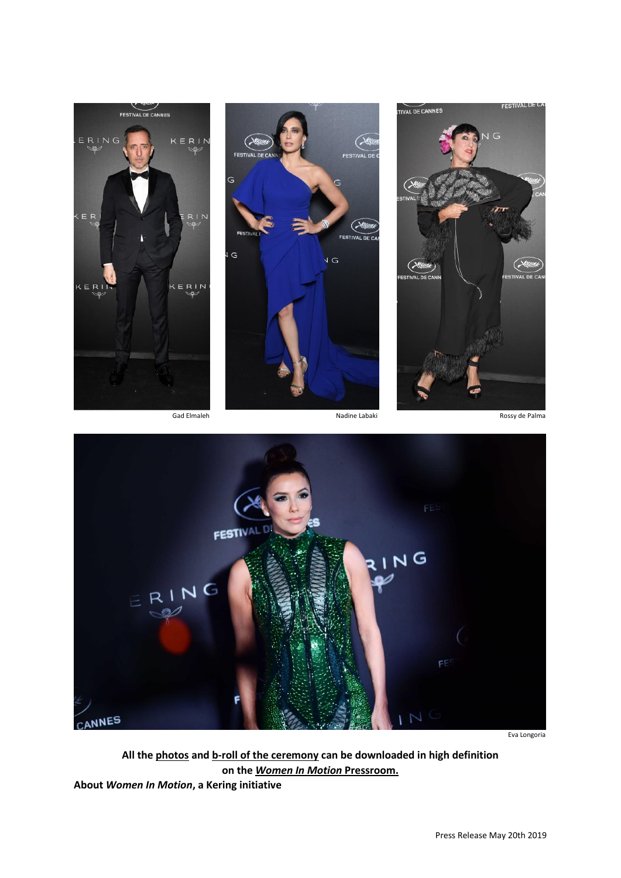Gad Elmaleh

Nadine Labaki

Rossy de Palma

Eva Longoria

**All the photos and b-roll of the ceremony can be downloaded in high definition on the *Women In Motion* Pressroom.**

**About *Women In Motion*, a Kering initiative**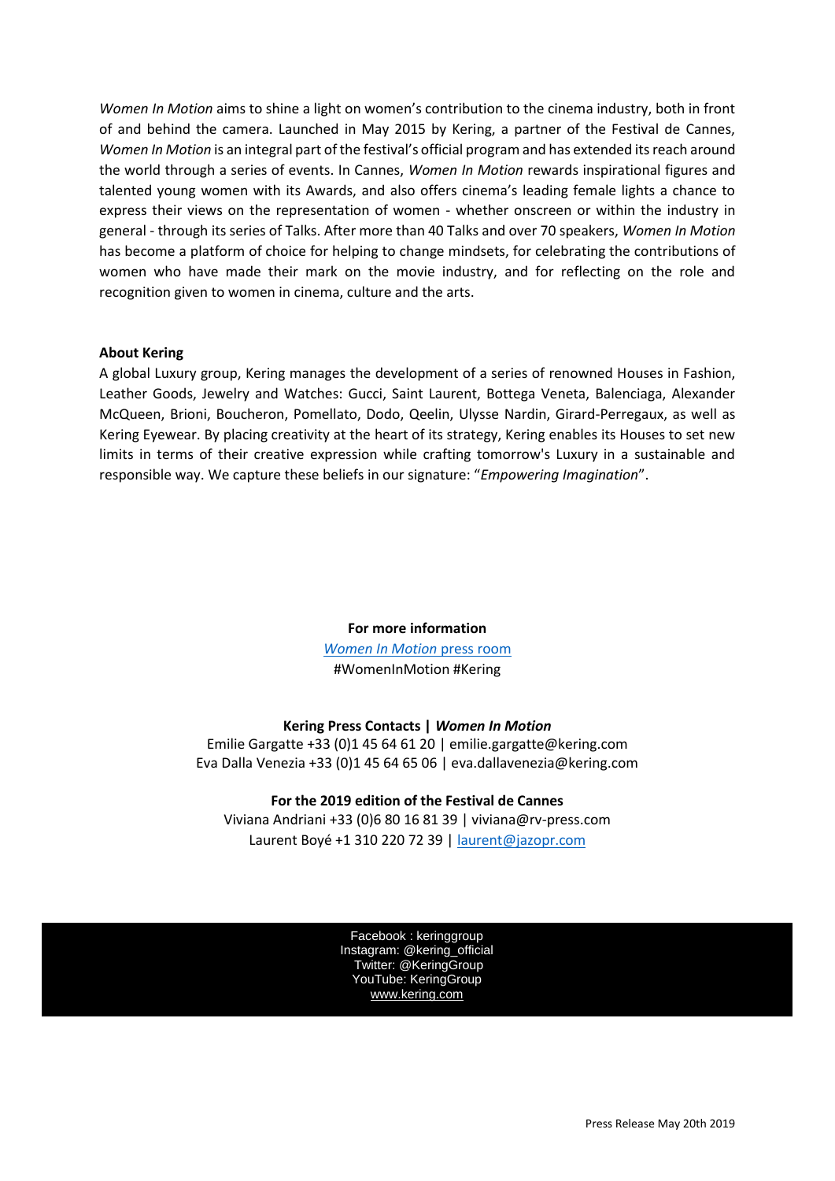*Women In Motion* aims to shine a light on women's contribution to the cinema industry, both in front of and behind the camera. Launched in May 2015 by Kering, a partner of the Festival de Cannes, *Women In Motion* is an integral part of the festival's official program and has extended its reach around the world through a series of events. In Cannes, *Women In Motion* rewards inspirational figures and talented young women with its Awards, and also offers cinema's leading female lights a chance to express their views on the representation of women - whether onscreen or within the industry in general - through its series of Talks. After more than 40 Talks and over 70 speakers, *Women In Motion* has become a platform of choice for helping to change mindsets, for celebrating the contributions of women who have made their mark on the movie industry, and for reflecting on the role and recognition given to women in cinema, culture and the arts.

**About Kering**

A global Luxury group, Kering manages the development of a series of renowned Houses in Fashion, Leather Goods, Jewelry and Watches: Gucci, Saint Laurent, Bottega Veneta, Balenciaga, Alexander McQueen, Brioni, Boucheron, Pomellato, Dodo, Qeelin, Ulysse Nardin, Girard-Perregaux, as well as Kering Eyewear. By placing creativity at the heart of its strategy, Kering enables its Houses to set new limits in terms of their creative expression while crafting tomorrow's Luxury in a sustainable and responsible way. We capture these beliefs in our signature: "*Empowering Imagination*".

**For more information**

*Women In Motion* press room

#WomenInMotion #Kering

**Kering Press Contacts | *Women In Motion***

Emilie Gargatte +33 (0)1 45 64 61 20 | emilie.gargatte@kering.com

Eva Dalla Venezia +33 (0)1 45 64 65 06 | eva.dallavenezia@kering.com

**For the 2019 edition of the Festival de Cannes**

Viviana Andriani +33 (0)6 80 16 81 39 | viviana@rv-press.com

Laurent Boyé +1 310 220 72 39 | laurent@jazopr.com

Facebook : keringgroup

Instagram: @kering_official

Twitter: @KeringGroup

YouTube: KeringGroup

www.kering.com

Press Release May 20th 2019